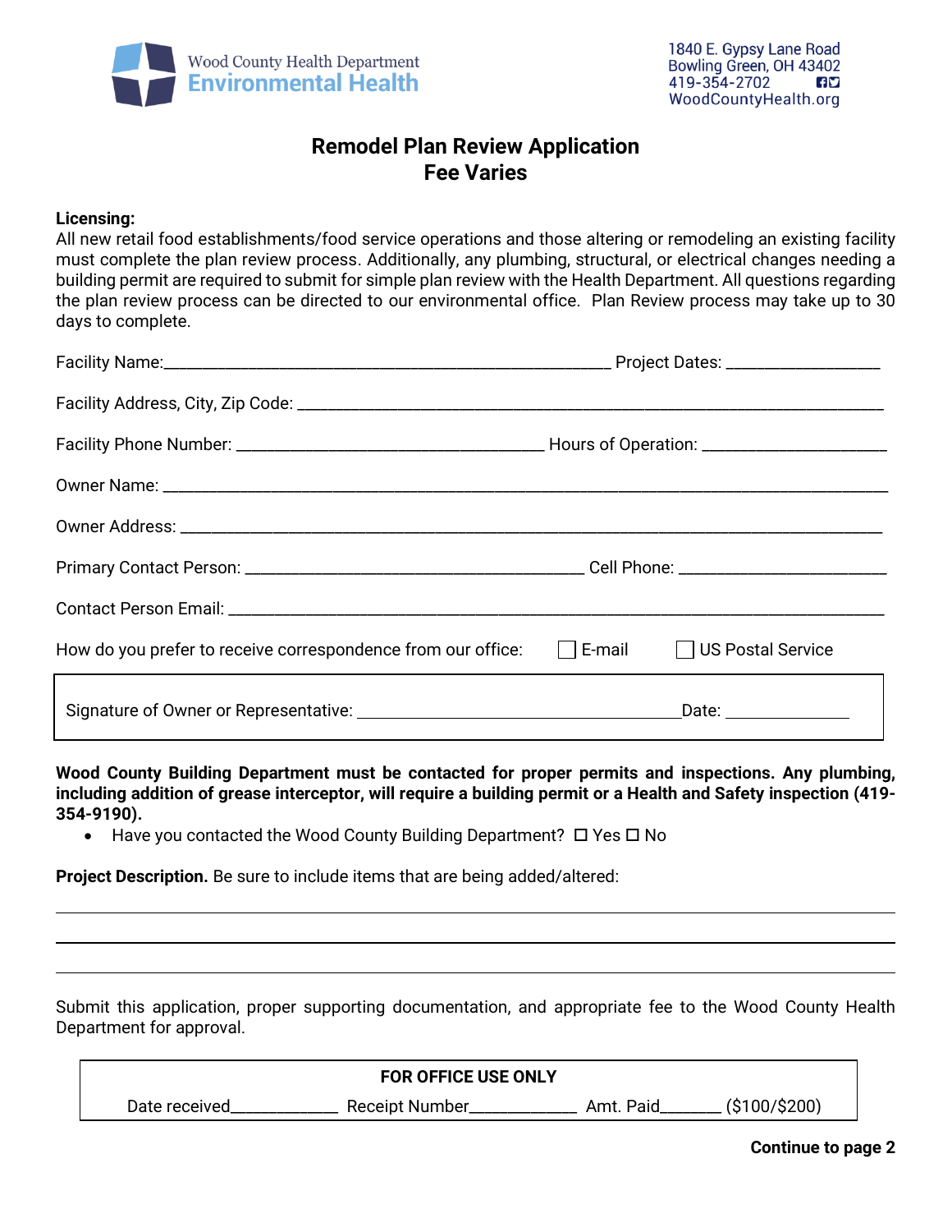Wood County Health Department
**Environmental Health**

1840 E. Gypsy Lane Road
Bowling Green, OH 43402
419-354-2702
WoodCountyHealth.org

# Remodel Plan Review Application
## Fee Varies

**Licensing:**
All new retail food establishments/food service operations and those altering or remodeling an existing facility must complete the plan review process. Additionally, any plumbing, structural, or electrical changes needing a building permit are required to submit for simple plan review with the Health Department. All questions regarding the plan review process can be directed to our environmental office. Plan Review process may take up to 30 days to complete.

Facility Name:_____________________________________________ Project Dates: _______________

Facility Address, City, Zip Code: ___________________________________________________________

Facility Phone Number: ______________________________ Hours of Operation: __________________

Owner Name: ______________________________________________________________________

Owner Address: ____________________________________________________________________

Primary Contact Person: __________________________________ Cell Phone: ____________________

Contact Person Email: _______________________________________________________________

How do you prefer to receive correspondence from our office: ☐ E-mail ☐ US Postal Service

Signature of Owner or Representative: ________________________________ Date: ____________

**Wood County Building Department must be contacted for proper permits and inspections. Any plumbing, including addition of grease interceptor, will require a building permit or a Health and Safety inspection (419-354-9190).**

- Have you contacted the Wood County Building Department? ☐ Yes ☐ No

**Project Description.** Be sure to include items that are being added/altered:

_______________________________________________________________________________

_______________________________________________________________________________

_______________________________________________________________________________

Submit this application, proper supporting documentation, and appropriate fee to the Wood County Health Department for approval.

**FOR OFFICE USE ONLY**
Date received____________ Receipt Number____________ Amt. Paid_______ ($100/$200)

**Continue to page 2**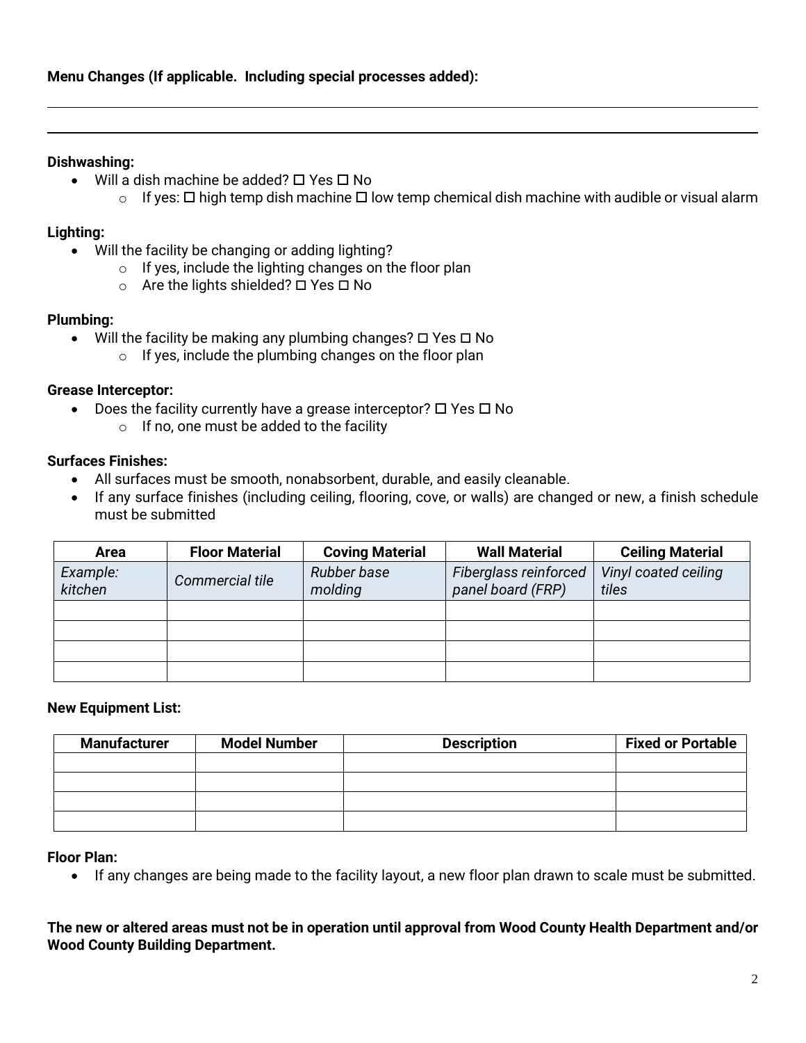**Menu Changes (If applicable. Including special processes added):**

---

---

**Dishwashing:**

- Will a dish machine be added? ☐ Yes ☐ No
  - If yes: ☐ high temp dish machine ☐ low temp chemical dish machine with audible or visual alarm

**Lighting:**

- Will the facility be changing or adding lighting?
  - If yes, include the lighting changes on the floor plan
  - Are the lights shielded? ☐ Yes ☐ No

**Plumbing:**

- Will the facility be making any plumbing changes? ☐ Yes ☐ No
  - If yes, include the plumbing changes on the floor plan

**Grease Interceptor:**

- Does the facility currently have a grease interceptor? ☐ Yes ☐ No
  - If no, one must be added to the facility

**Surfaces Finishes:**

- All surfaces must be smooth, nonabsorbent, durable, and easily cleanable.
- If any surface finishes (including ceiling, flooring, cove, or walls) are changed or new, a finish schedule must be submitted

| Area | Floor Material | Coving Material | Wall Material | Ceiling Material |
|---|---|---|---|---|
| *Example: kitchen* | *Commercial tile* | *Rubber base molding* | *Fiberglass reinforced panel board (FRP)* | *Vinyl coated ceiling tiles* |
| | | | | |
| | | | | |
| | | | | |
| | | | | |

**New Equipment List:**

| Manufacturer | Model Number | Description | Fixed or Portable |
|---|---|---|---|
| | | | |
| | | | |
| | | | |
| | | | |

**Floor Plan:**

- If any changes are being made to the facility layout, a new floor plan drawn to scale must be submitted.

**The new or altered areas must not be in operation until approval from Wood County Health Department and/or Wood County Building Department.**